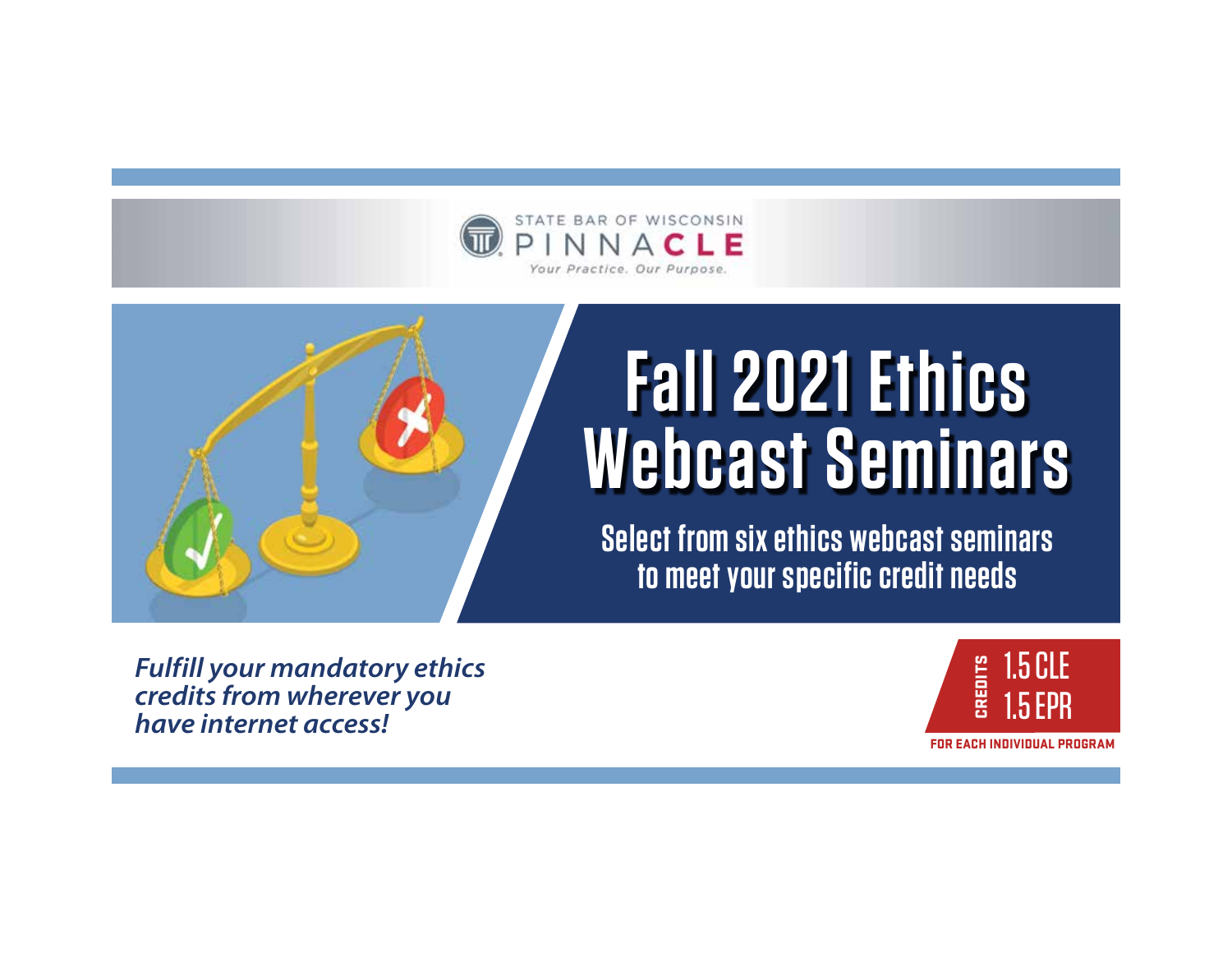STATE BAR OF WISCONSIN
PINNACLE
*Your Practice. Our Purpose.*

# Fall 2021 Ethics Webcast Seminars

**Select from six ethics webcast seminars to meet your specific credit needs**

***Fulfill your mandatory ethics credits from wherever you have internet access!***

**CREDITS**
1.5 CLE
1.5 EPR

**FOR EACH INDIVIDUAL PROGRAM**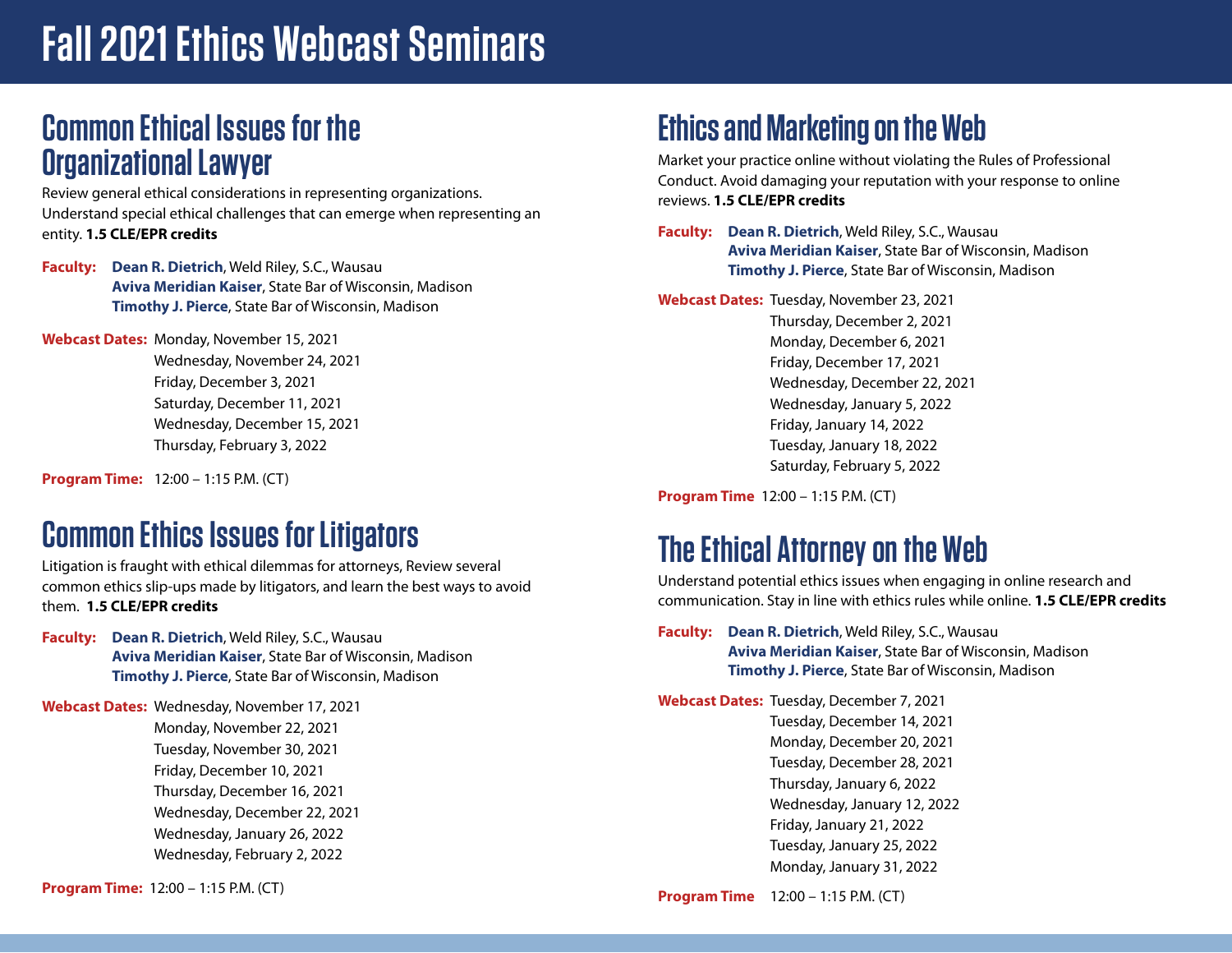# Fall 2021 Ethics Webcast Seminars

## Common Ethical Issues for the Organizational Lawyer

Review general ethical considerations in representing organizations. Understand special ethical challenges that can emerge when representing an entity. **1.5 CLE/EPR credits**

**Faculty:** **Dean R. Dietrich**, Weld Riley, S.C., Wausau
**Aviva Meridian Kaiser**, State Bar of Wisconsin, Madison
**Timothy J. Pierce**, State Bar of Wisconsin, Madison

**Webcast Dates:** Monday, November 15, 2021
Wednesday, November 24, 2021
Friday, December 3, 2021
Saturday, December 11, 2021
Wednesday, December 15, 2021
Thursday, February 3, 2022

**Program Time:** 12:00 – 1:15 P.M. (CT)

## Common Ethics Issues for Litigators

Litigation is fraught with ethical dilemmas for attorneys, Review several common ethics slip-ups made by litigators, and learn the best ways to avoid them. **1.5 CLE/EPR credits**

**Faculty:** **Dean R. Dietrich**, Weld Riley, S.C., Wausau
**Aviva Meridian Kaiser**, State Bar of Wisconsin, Madison
**Timothy J. Pierce**, State Bar of Wisconsin, Madison

**Webcast Dates:** Wednesday, November 17, 2021
Monday, November 22, 2021
Tuesday, November 30, 2021
Friday, December 10, 2021
Thursday, December 16, 2021
Wednesday, December 22, 2021
Wednesday, January 26, 2022
Wednesday, February 2, 2022

**Program Time:** 12:00 – 1:15 P.M. (CT)

## Ethics and Marketing on the Web

Market your practice online without violating the Rules of Professional Conduct. Avoid damaging your reputation with your response to online reviews. **1.5 CLE/EPR credits**

**Faculty:** **Dean R. Dietrich**, Weld Riley, S.C., Wausau
**Aviva Meridian Kaiser**, State Bar of Wisconsin, Madison
**Timothy J. Pierce**, State Bar of Wisconsin, Madison

**Webcast Dates:** Tuesday, November 23, 2021
Thursday, December 2, 2021
Monday, December 6, 2021
Friday, December 17, 2021
Wednesday, December 22, 2021
Wednesday, January 5, 2022
Friday, January 14, 2022
Tuesday, January 18, 2022
Saturday, February 5, 2022

**Program Time** 12:00 – 1:15 P.M. (CT)

## The Ethical Attorney on the Web

Understand potential ethics issues when engaging in online research and communication. Stay in line with ethics rules while online. **1.5 CLE/EPR credits**

**Faculty:** **Dean R. Dietrich**, Weld Riley, S.C., Wausau
**Aviva Meridian Kaiser**, State Bar of Wisconsin, Madison
**Timothy J. Pierce**, State Bar of Wisconsin, Madison

**Webcast Dates:** Tuesday, December 7, 2021
Tuesday, December 14, 2021
Monday, December 20, 2021
Tuesday, December 28, 2021
Thursday, January 6, 2022
Wednesday, January 12, 2022
Friday, January 21, 2022
Tuesday, January 25, 2022
Monday, January 31, 2022

**Program Time** 12:00 – 1:15 P.M. (CT)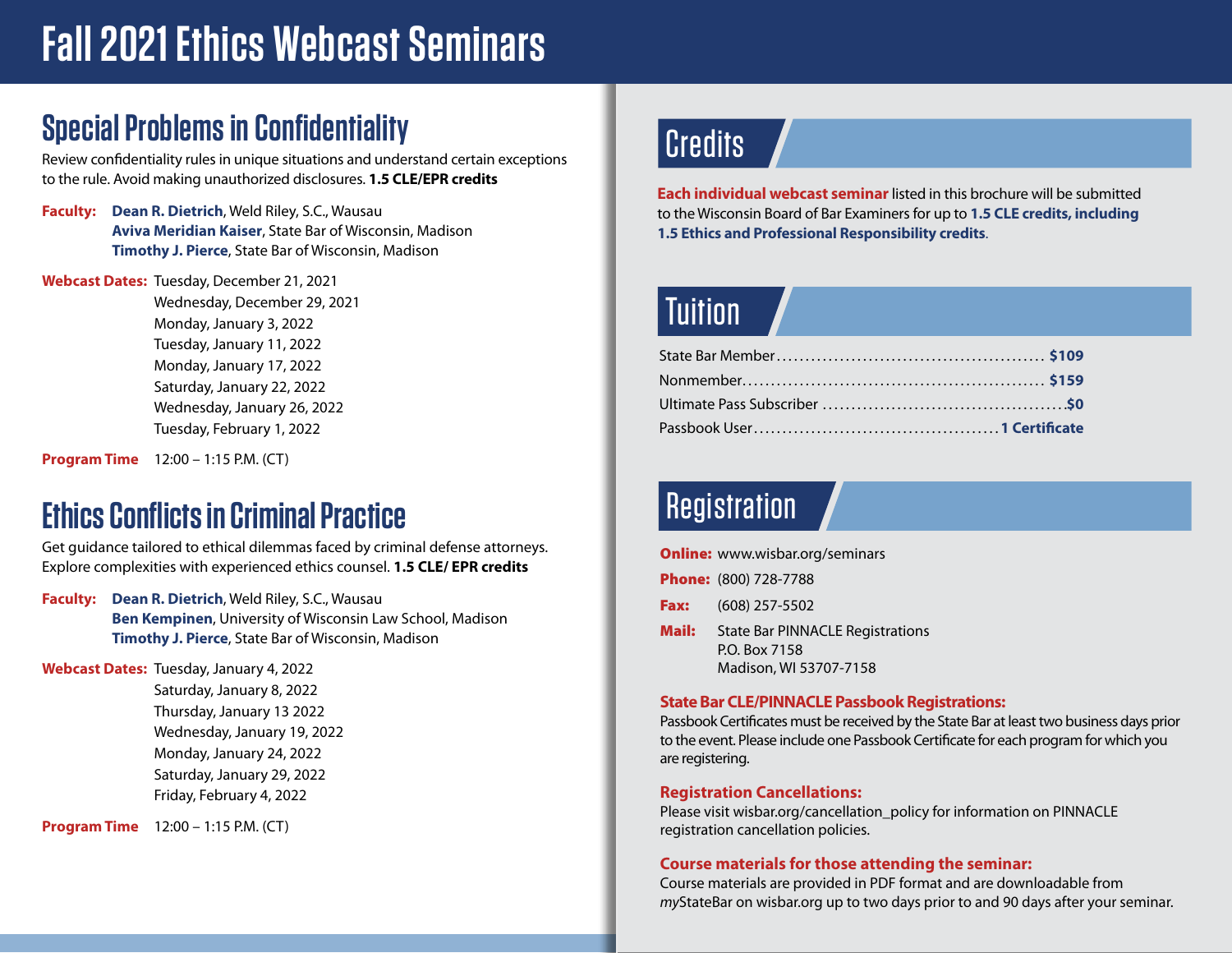# Fall 2021 Ethics Webcast Seminars

## Special Problems in Confidentiality

Review confidentiality rules in unique situations and understand certain exceptions to the rule. Avoid making unauthorized disclosures. **1.5 CLE/EPR credits**

**Faculty:**
- **Dean R. Dietrich**, Weld Riley, S.C., Wausau
- **Aviva Meridian Kaiser**, State Bar of Wisconsin, Madison
- **Timothy J. Pierce**, State Bar of Wisconsin, Madison

**Webcast Dates:**
- Tuesday, December 21, 2021
- Wednesday, December 29, 2021
- Monday, January 3, 2022
- Tuesday, January 11, 2022
- Monday, January 17, 2022
- Saturday, January 22, 2022
- Wednesday, January 26, 2022
- Tuesday, February 1, 2022

**Program Time** 12:00 – 1:15 P.M. (CT)

## Ethics Conflicts in Criminal Practice

Get guidance tailored to ethical dilemmas faced by criminal defense attorneys. Explore complexities with experienced ethics counsel. **1.5 CLE/ EPR credits**

**Faculty:**
- **Dean R. Dietrich**, Weld Riley, S.C., Wausau
- **Ben Kempinen**, University of Wisconsin Law School, Madison
- **Timothy J. Pierce**, State Bar of Wisconsin, Madison

**Webcast Dates:**
- Tuesday, January 4, 2022
- Saturday, January 8, 2022
- Thursday, January 13 2022
- Wednesday, January 19, 2022
- Monday, January 24, 2022
- Saturday, January 29, 2022
- Friday, February 4, 2022

**Program Time** 12:00 – 1:15 P.M. (CT)

## Credits

**Each individual webcast seminar** listed in this brochure will be submitted to the Wisconsin Board of Bar Examiners for up to **1.5 CLE credits, including 1.5 Ethics and Professional Responsibility credits**.

## Tuition

| | |
|---|---|
| State Bar Member | **$109** |
| Nonmember | **$159** |
| Ultimate Pass Subscriber | **$0** |
| Passbook User | **1 Certificate** |

## Registration

**Online:** www.wisbar.org/seminars

**Phone:** (800) 728-7788

**Fax:** (608) 257-5502

**Mail:** State Bar PINNACLE Registrations
P.O. Box 7158
Madison, WI 53707-7158

**State Bar CLE/PINNACLE Passbook Registrations:**
Passbook Certificates must be received by the State Bar at least two business days prior to the event. Please include one Passbook Certificate for each program for which you are registering.

**Registration Cancellations:**
Please visit wisbar.org/cancellation_policy for information on PINNACLE registration cancellation policies.

**Course materials for those attending the seminar:**
Course materials are provided in PDF format and are downloadable from *my*StateBar on wisbar.org up to two days prior to and 90 days after your seminar.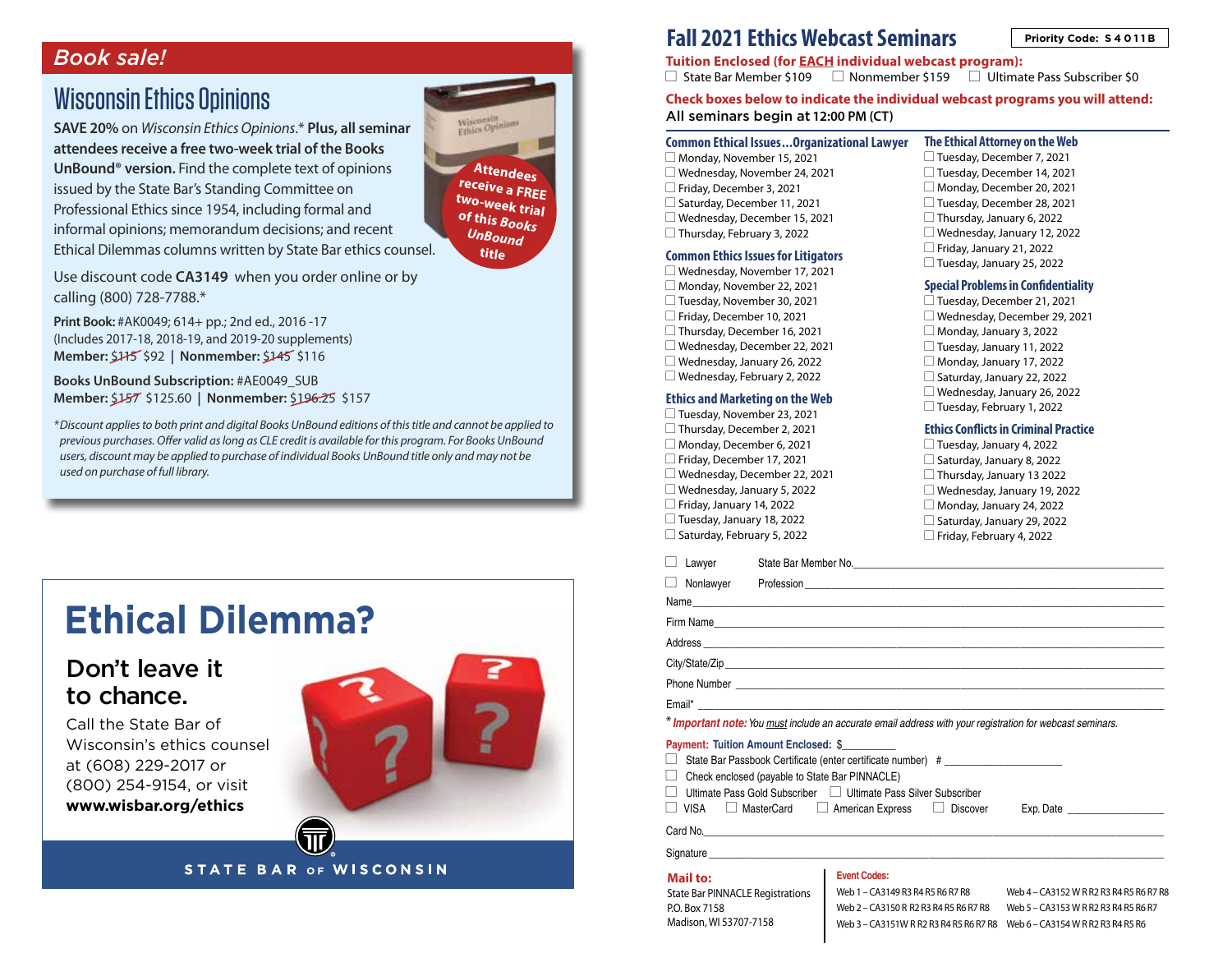## Book sale!

# Wisconsin Ethics Opinions

**SAVE 20%** on *Wisconsin Ethics Opinions*.* **Plus, all seminar attendees receive a free two-week trial of the Books UnBound® version.** Find the complete text of opinions issued by the State Bar's Standing Committee on Professional Ethics since 1954, including formal and informal opinions; memorandum decisions; and recent Ethical Dilemmas columns written by State Bar ethics counsel.

Attendees receive a FREE two-week trial of this Books UnBound title

Use discount code **CA3149** when you order online or by calling (800) 728-7788.*

**Print Book:** #AK0049; 614+ pp.; 2nd ed., 2016 -17 (Includes 2017-18, 2018-19, and 2019-20 supplements)
**Member:** ~~$115~~ $92 | **Nonmember:** ~~$145~~ $116

**Books UnBound Subscription:** #AE0049_SUB
**Member:** ~~$157~~ $125.60 | **Nonmember:** ~~$196.25~~ $157

*\*Discount applies to both print and digital Books UnBound editions of this title and cannot be applied to previous purchases. Offer valid as long as CLE credit is available for this program. For Books UnBound users, discount may be applied to purchase of individual Books UnBound title only and may not be used on purchase of full library.*

# Ethical Dilemma?

## Don't leave it to chance.

Call the State Bar of Wisconsin's ethics counsel at (608) 229-2017 or (800) 254-9154, or visit **www.wisbar.org/ethics**

STATE BAR OF WISCONSIN

# Fall 2021 Ethics Webcast Seminars

**Priority Code: S4011B**

**Tuition Enclosed (for EACH individual webcast program):**
☐ State Bar Member $109 ☐ Nonmember $159 ☐ Ultimate Pass Subscriber $0

**Check boxes below to indicate the individual webcast programs you will attend:**
All seminars begin at 12:00 PM (CT)

### Common Ethical Issues…Organizational Lawyer
- ☐ Monday, November 15, 2021
- ☐ Wednesday, November 24, 2021
- ☐ Friday, December 3, 2021
- ☐ Saturday, December 11, 2021
- ☐ Wednesday, December 15, 2021
- ☐ Thursday, February 3, 2022

### Common Ethics Issues for Litigators
- ☐ Wednesday, November 17, 2021
- ☐ Monday, November 22, 2021
- ☐ Tuesday, November 30, 2021
- ☐ Friday, December 10, 2021
- ☐ Thursday, December 16, 2021
- ☐ Wednesday, December 22, 2021
- ☐ Wednesday, January 26, 2022
- ☐ Wednesday, February 2, 2022

### Ethics and Marketing on the Web
- ☐ Tuesday, November 23, 2021
- ☐ Thursday, December 2, 2021
- ☐ Monday, December 6, 2021
- ☐ Friday, December 17, 2021
- ☐ Wednesday, December 22, 2021
- ☐ Wednesday, January 5, 2022
- ☐ Friday, January 14, 2022
- ☐ Tuesday, January 18, 2022
- ☐ Saturday, February 5, 2022

### The Ethical Attorney on the Web
- ☐ Tuesday, December 7, 2021
- ☐ Tuesday, December 14, 2021
- ☐ Monday, December 20, 2021
- ☐ Tuesday, December 28, 2021
- ☐ Thursday, January 6, 2022
- ☐ Wednesday, January 12, 2022
- ☐ Friday, January 21, 2022
- ☐ Tuesday, January 25, 2022

### Special Problems in Confidentiality
- ☐ Tuesday, December 21, 2021
- ☐ Wednesday, December 29, 2021
- ☐ Monday, January 3, 2022
- ☐ Tuesday, January 11, 2022
- ☐ Monday, January 17, 2022
- ☐ Saturday, January 22, 2022
- ☐ Wednesday, January 26, 2022
- ☐ Tuesday, February 1, 2022

### Ethics Conflicts in Criminal Practice
- ☐ Tuesday, January 4, 2022
- ☐ Saturday, January 8, 2022
- ☐ Thursday, January 13 2022
- ☐ Wednesday, January 19, 2022
- ☐ Monday, January 24, 2022
- ☐ Saturday, January 29, 2022
- ☐ Friday, February 4, 2022

☐ Lawyer State Bar Member No.\_\_\_\_\_\_\_\_\_\_\_\_

☐ Nonlawyer Profession \_\_\_\_\_\_\_\_\_\_\_\_

Name\_\_\_\_\_\_\_\_\_\_\_\_

Firm Name\_\_\_\_\_\_\_\_\_\_\_\_

Address \_\_\_\_\_\_\_\_\_\_\_\_

City/State/Zip\_\_\_\_\_\_\_\_\_\_\_\_

Phone Number \_\_\_\_\_\_\_\_\_\_\_\_

Email* \_\_\_\_\_\_\_\_\_\_\_\_

\* ***Important note:*** *You must include an accurate email address with your registration for webcast seminars.*

**Payment: Tuition Amount Enclosed:** $\_\_\_\_\_\_\_\_\_

☐ State Bar Passbook Certificate (enter certificate number) # \_\_\_\_\_\_\_\_\_\_\_\_

☐ Check enclosed (payable to State Bar PINNACLE)

☐ Ultimate Pass Gold Subscriber ☐ Ultimate Pass Silver Subscriber

☐ VISA ☐ MasterCard ☐ American Express ☐ Discover Exp. Date \_\_\_\_\_\_\_\_\_\_\_\_

Card No.\_\_\_\_\_\_\_\_\_\_\_\_

Signature \_\_\_\_\_\_\_\_\_\_\_\_

**Mail to:**
State Bar PINNACLE Registrations
P.O. Box 7158
Madison, WI 53707-7158

**Event Codes:**
- Web 1 – CA3149 R3 R4 R5 R6 R7 R8
- Web 2 – CA3150 R R2 R3 R4 R5 R6 R7 R8
- Web 3 – CA3151W R R2 R3 R4 R5 R6 R7 R8
- Web 4 – CA3152 W R R2 R3 R4 R5 R6 R7 R8
- Web 5 – CA3153 W R R2 R3 R4 R5 R6 R7
- Web 6 – CA3154 W R R2 R3 R4 R5 R6